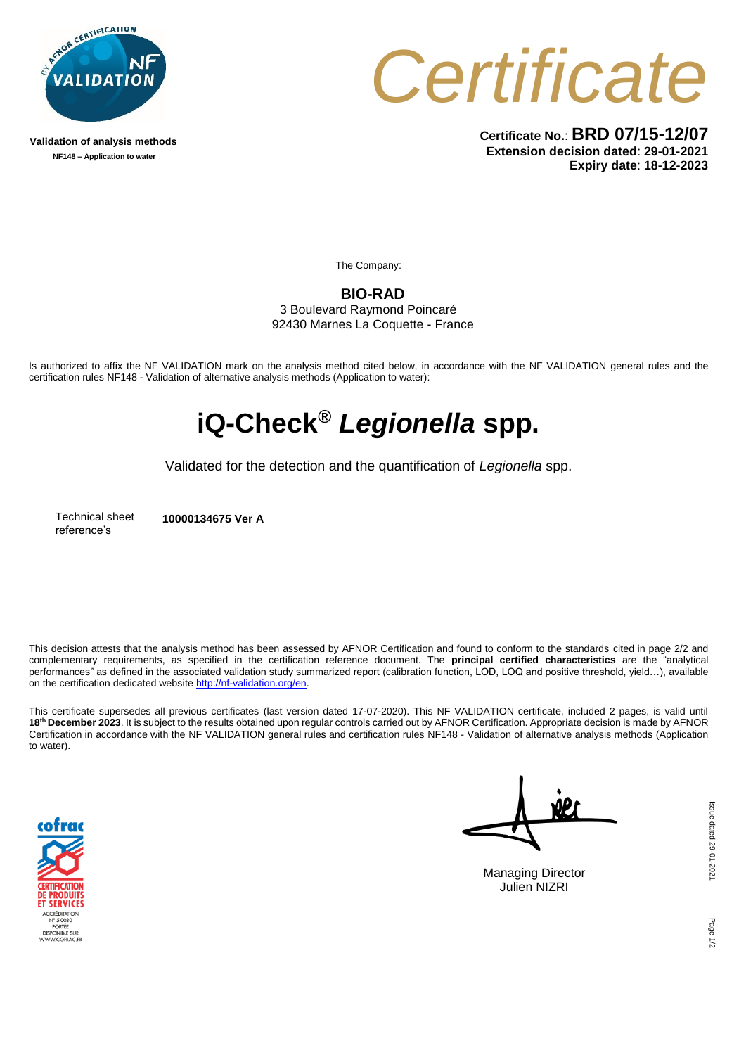Validation of analysis methods

NF148 – Application to water

# Certificate

**Certificate No.**: **BRD 07/15-12/07**
**Extension decision dated**: **29-01-2021**
**Expiry date**: **18-12-2023**

The Company:

**BIO-RAD**
3 Boulevard Raymond Poincaré
92430 Marnes La Coquette - France

Is authorized to affix the NF VALIDATION mark on the analysis method cited below, in accordance with the NF VALIDATION general rules and the certification rules NF148 - Validation of alternative analysis methods (Application to water):

# iQ-Check® *Legionella* spp.

Validated for the detection and the quantification of *Legionella* spp.

| Technical sheet reference's | **10000134675 Ver A** |
|---|---|

This decision attests that the analysis method has been assessed by AFNOR Certification and found to conform to the standards cited in page 2/2 and complementary requirements, as specified in the certification reference document. The **principal certified characteristics** are the "analytical performances" as defined in the associated validation study summarized report (calibration function, LOD, LOQ and positive threshold, yield…), available on the certification dedicated website http://nf-validation.org/en.

This certificate supersedes all previous certificates (last version dated 17-07-2020). This NF VALIDATION certificate, included 2 pages, is valid until **18th December 2023**. It is subject to the results obtained upon regular controls carried out by AFNOR Certification. Appropriate decision is made by AFNOR Certification in accordance with the NF VALIDATION general rules and certification rules NF148 - Validation of alternative analysis methods (Application to water).

cofrac
CERTIFICATION DE PRODUITS ET SERVICES
ACCRÉDITATION N° 5-0030
PORTÉE DISPONIBLE SUR WWW.COFRAC.FR

Managing Director
Julien NIZRI

Issue dated 29-01-2021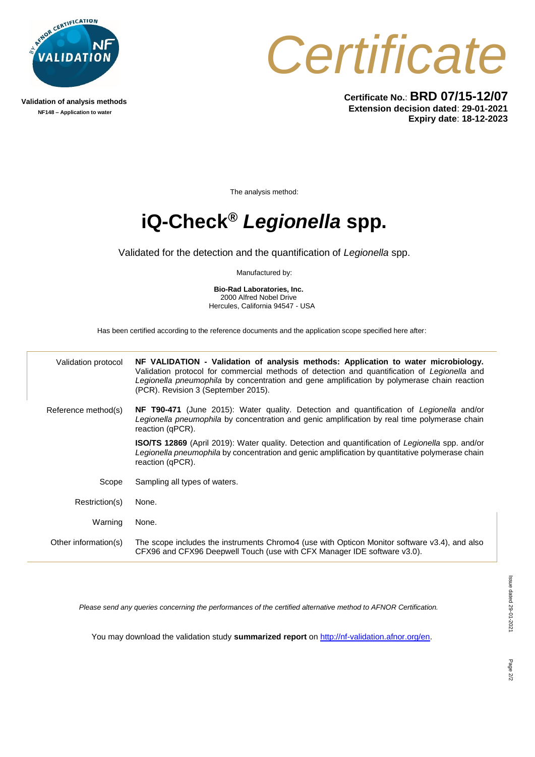Validation of analysis methods
NF148 – Application to water

# Certificate

**Certificate No.**: **BRD 07/15-12/07**
**Extension decision dated**: **29-01-2021**
**Expiry date**: **18-12-2023**

The analysis method:

# iQ-Check® *Legionella* spp.

Validated for the detection and the quantification of *Legionella* spp.

Manufactured by:

**Bio-Rad Laboratories, Inc.**
2000 Alfred Nobel Drive
Hercules, California 94547 - USA

Has been certified according to the reference documents and the application scope specified here after:

| | |
|---|---|
| Validation protocol | **NF VALIDATION - Validation of analysis methods: Application to water microbiology.** Validation protocol for commercial methods of detection and quantification of *Legionella* and *Legionella pneumophila* by concentration and gene amplification by polymerase chain reaction (PCR). Revision 3 (September 2015). |
| Reference method(s) | **NF T90-471** (June 2015): Water quality. Detection and quantification of *Legionella* and/or *Legionella pneumophila* by concentration and genic amplification by real time polymerase chain reaction (qPCR).<br>**ISO/TS 12869** (April 2019): Water quality. Detection and quantification of *Legionella* spp. and/or *Legionella pneumophila* by concentration and genic amplification by quantitative polymerase chain reaction (qPCR). |
| Scope | Sampling all types of waters. |
| Restriction(s) | None. |
| Warning | None. |
| Other information(s) | The scope includes the instruments Chromo4 (use with Opticon Monitor software v3.4), and also CFX96 and CFX96 Deepwell Touch (use with CFX Manager IDE software v3.0). |

*Please send any queries concerning the performances of the certified alternative method to AFNOR Certification.*

You may download the validation study **summarized report** on http://nf-validation.afnor.org/en.

Issue dated 29-01-2021